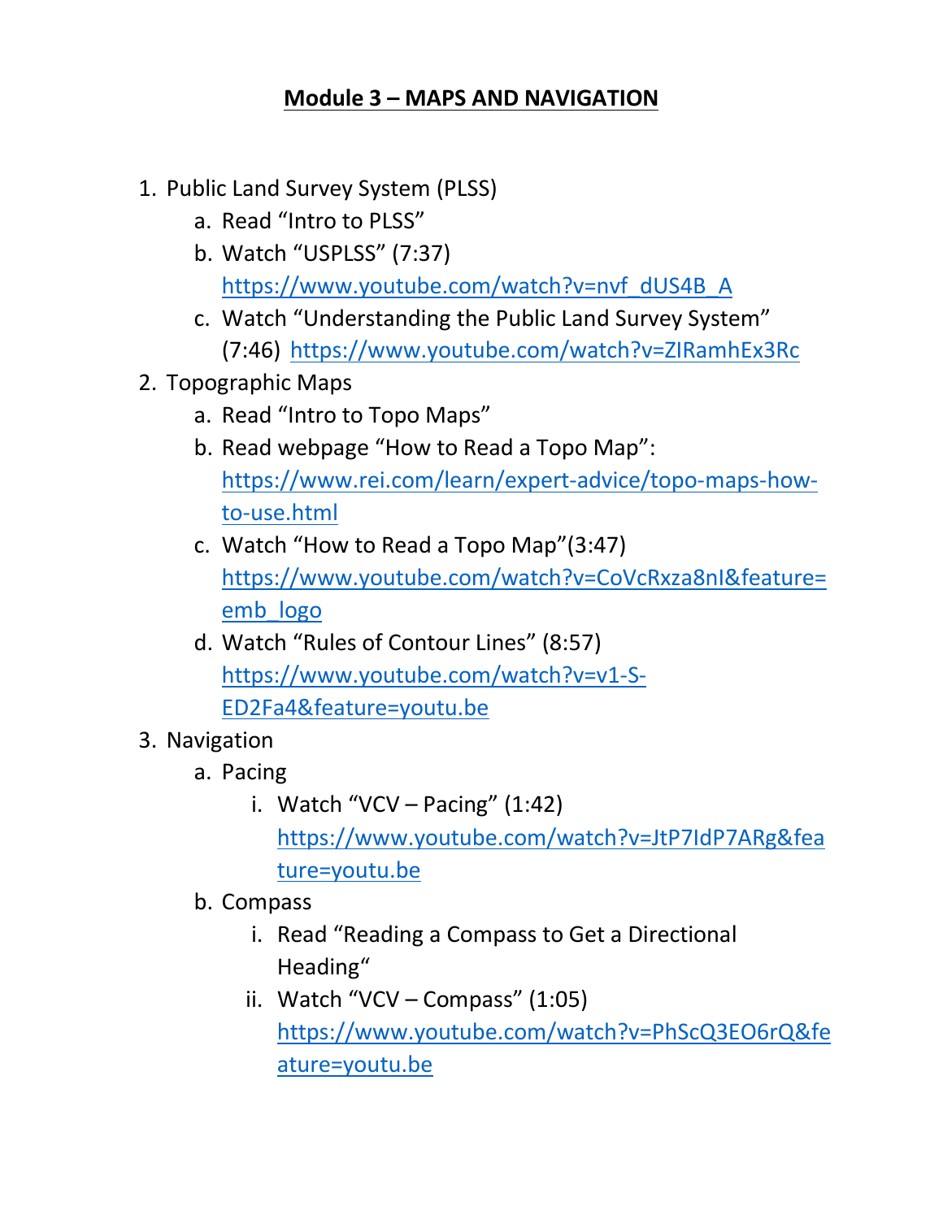# Module 3 – MAPS AND NAVIGATION

1. Public Land Survey System (PLSS)
    a. Read "Intro to PLSS"
    b. Watch "USPLSS" (7:37) https://www.youtube.com/watch?v=nvf_dUS4B_A
    c. Watch "Understanding the Public Land Survey System" (7:46) https://www.youtube.com/watch?v=ZIRamhEx3Rc
2. Topographic Maps
    a. Read "Intro to Topo Maps"
    b. Read webpage "How to Read a Topo Map": https://www.rei.com/learn/expert-advice/topo-maps-how-to-use.html
    c. Watch "How to Read a Topo Map"(3:47) https://www.youtube.com/watch?v=CoVcRxza8nI&feature=emb_logo
    d. Watch "Rules of Contour Lines" (8:57) https://www.youtube.com/watch?v=v1-S-ED2Fa4&feature=youtu.be
3. Navigation
    a. Pacing
        i. Watch "VCV – Pacing" (1:42) https://www.youtube.com/watch?v=JtP7IdP7ARg&feature=youtu.be
    b. Compass
        i. Read "Reading a Compass to Get a Directional Heading"
        ii. Watch "VCV – Compass" (1:05) https://www.youtube.com/watch?v=PhScQ3EO6rQ&feature=youtu.be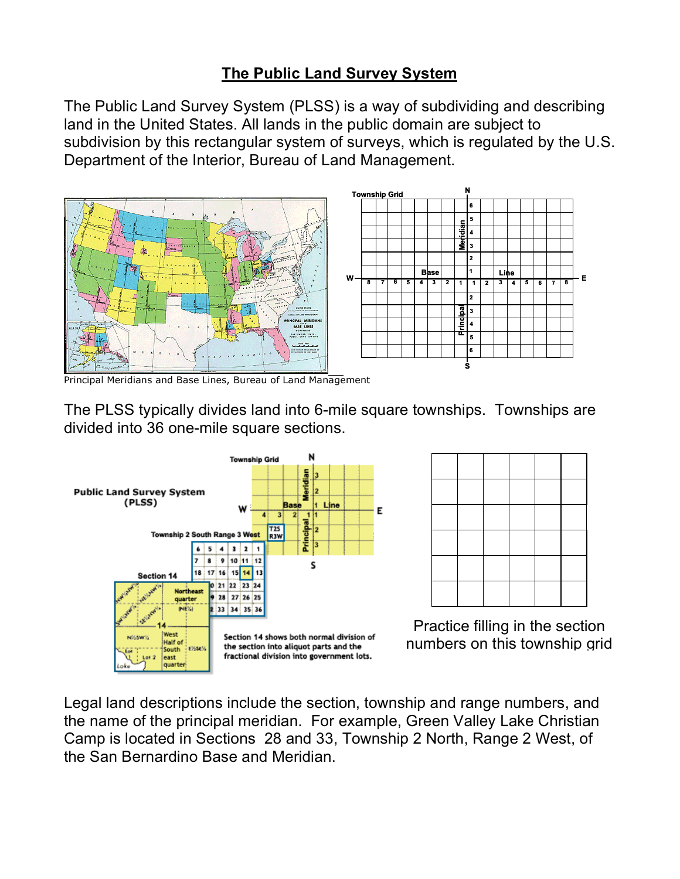# The Public Land Survey System

The Public Land Survey System (PLSS) is a way of subdividing and describing land in the United States. All lands in the public domain are subject to subdivision by this rectangular system of surveys, which is regulated by the U.S. Department of the Interior, Bureau of Land Management.

Principal Meridians and Base Lines, Bureau of Land Management

The PLSS typically divides land into 6-mile square townships. Townships are divided into 36 one-mile square sections.

| | | | | | |
|---|---|---|---|---|---|
| | | | | | |
| | | | | | |
| | | | | | |
| | | | | | |
| | | | | | |
| | | | | | |

Practice filling in the section numbers on this township grid

Legal land descriptions include the section, township and range numbers, and the name of the principal meridian. For example, Green Valley Lake Christian Camp is located in Sections 28 and 33, Township 2 North, Range 2 West, of the San Bernardino Base and Meridian.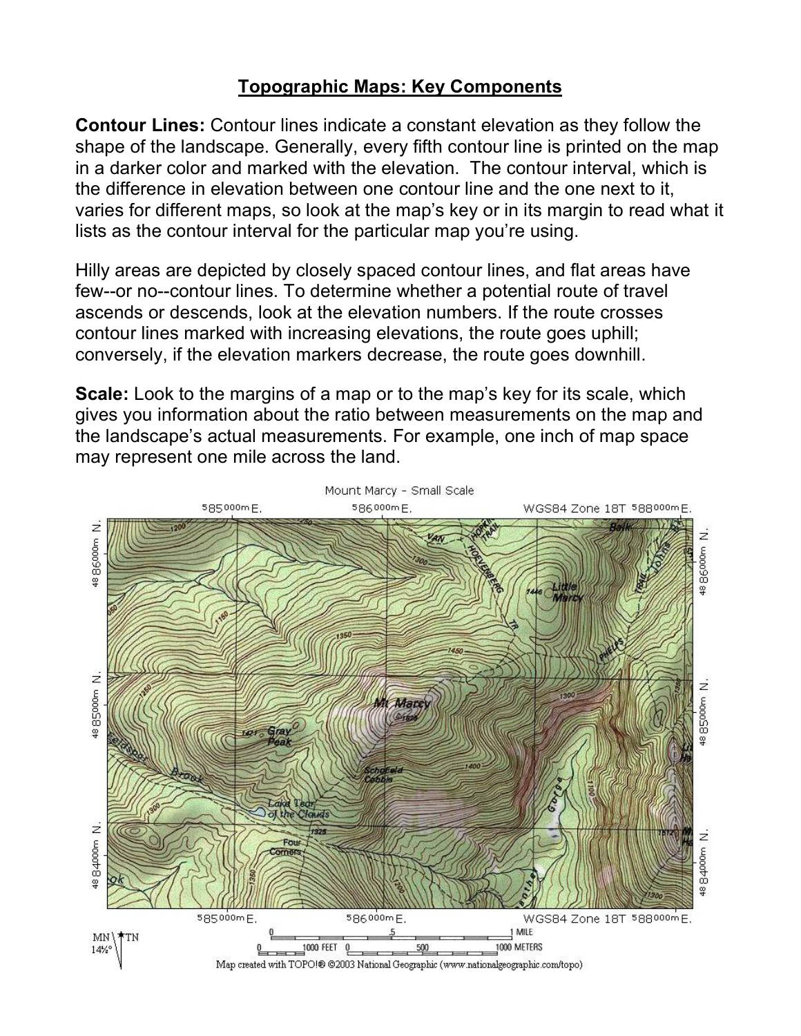## Topographic Maps: Key Components

**Contour Lines:** Contour lines indicate a constant elevation as they follow the shape of the landscape. Generally, every fifth contour line is printed on the map in a darker color and marked with the elevation. The contour interval, which is the difference in elevation between one contour line and the one next to it, varies for different maps, so look at the map's key or in its margin to read what it lists as the contour interval for the particular map you're using.

Hilly areas are depicted by closely spaced contour lines, and flat areas have few--or no--contour lines. To determine whether a potential route of travel ascends or descends, look at the elevation numbers. If the route crosses contour lines marked with increasing elevations, the route goes uphill; conversely, if the elevation markers decrease, the route goes downhill.

**Scale:** Look to the margins of a map or to the map's key for its scale, which gives you information about the ratio between measurements on the map and the landscape's actual measurements. For example, one inch of map space may represent one mile across the land.

Mount Marcy - Small Scale

Map created with TOPO!® ©2003 National Geographic (www.nationalgeographic.com/topo)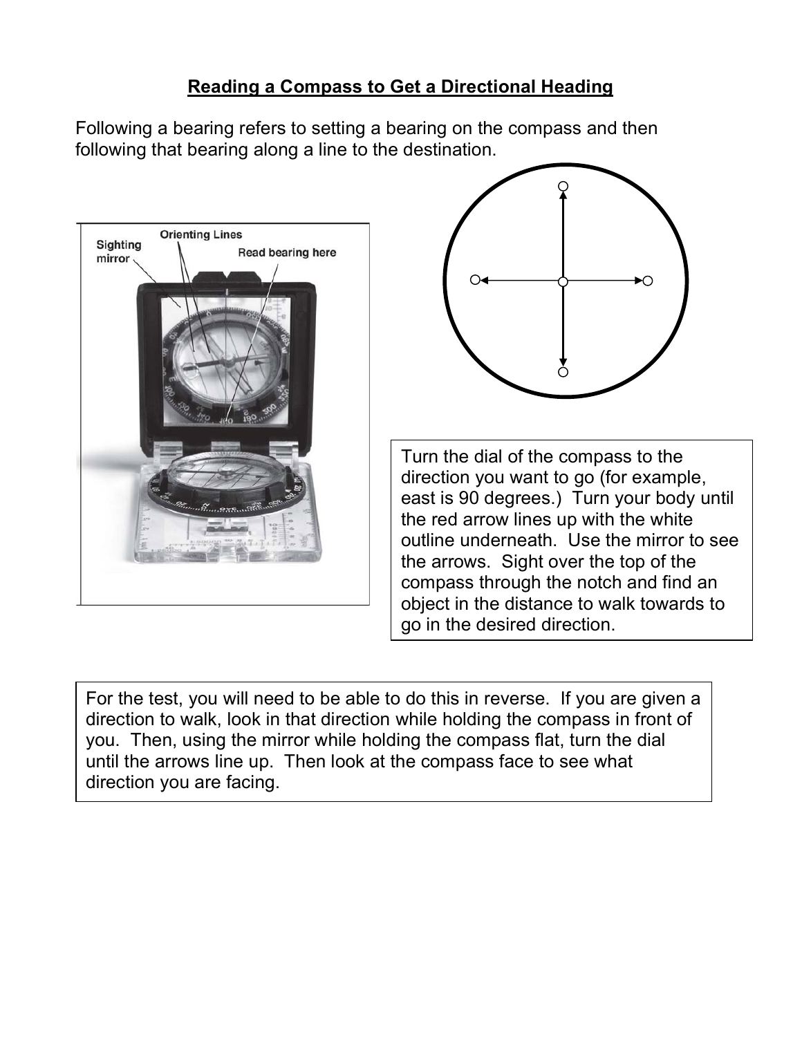## Reading a Compass to Get a Directional Heading

Following a bearing refers to setting a bearing on the compass and then following that bearing along a line to the destination.

Orienting Lines

Sighting mirror

Read bearing here

Turn the dial of the compass to the direction you want to go (for example, east is 90 degrees.) Turn your body until the red arrow lines up with the white outline underneath. Use the mirror to see the arrows. Sight over the top of the compass through the notch and find an object in the distance to walk towards to go in the desired direction.

For the test, you will need to be able to do this in reverse. If you are given a direction to walk, look in that direction while holding the compass in front of you. Then, using the mirror while holding the compass flat, turn the dial until the arrows line up. Then look at the compass face to see what direction you are facing.